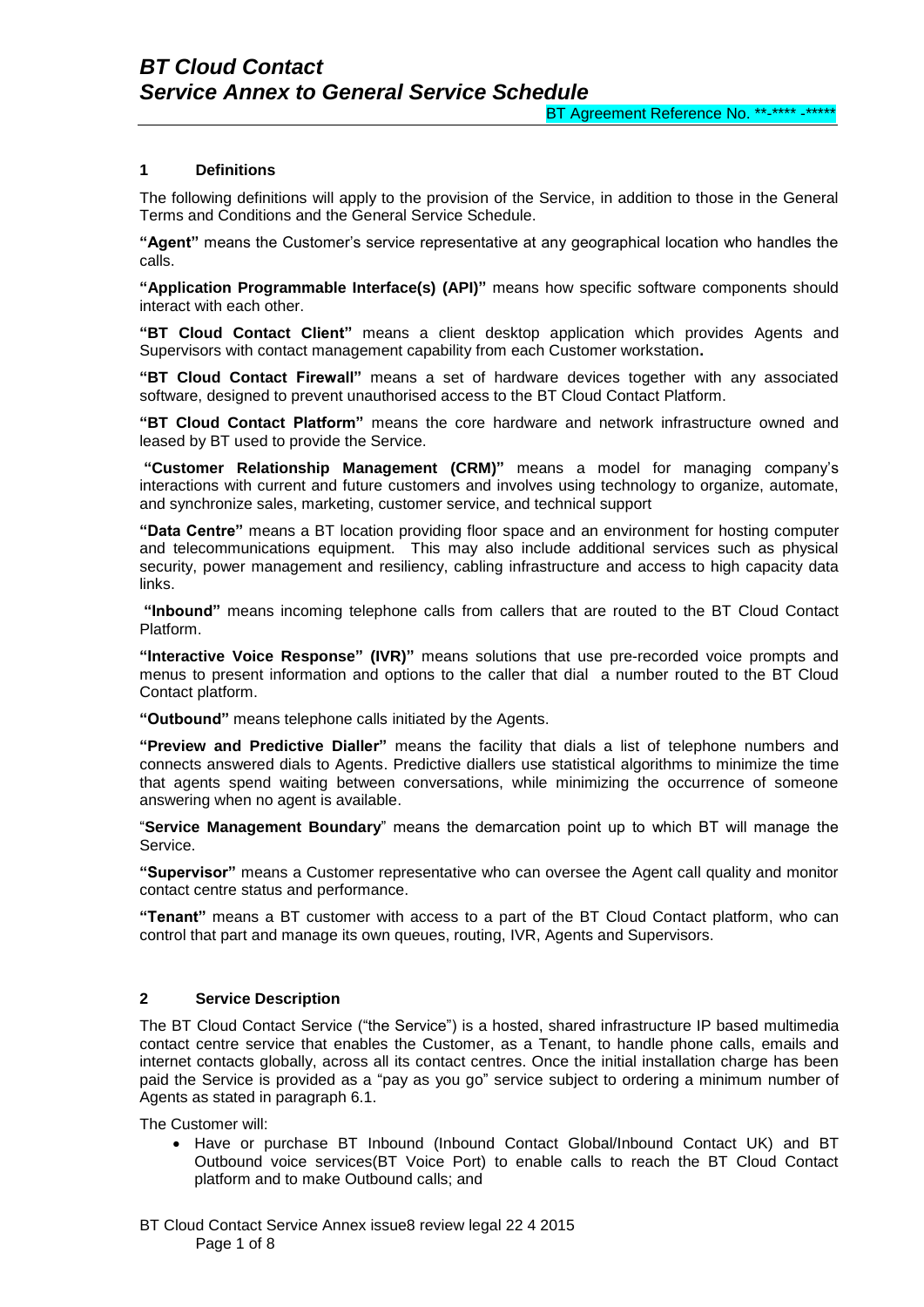# BT Cloud Contact
# Service Annex to General Service Schedule

BT Agreement Reference No. **-**** -*****

## 1 Definitions

The following definitions will apply to the provision of the Service, in addition to those in the General Terms and Conditions and the General Service Schedule.

**"Agent"** means the Customer's service representative at any geographical location who handles the calls.

**"Application Programmable Interface(s) (API)"** means how specific software components should interact with each other.

**"BT Cloud Contact Client"** means a client desktop application which provides Agents and Supervisors with contact management capability from each Customer workstation**.**

**"BT Cloud Contact Firewall"** means a set of hardware devices together with any associated software, designed to prevent unauthorised access to the BT Cloud Contact Platform.

**"BT Cloud Contact Platform"** means the core hardware and network infrastructure owned and leased by BT used to provide the Service.

**"Customer Relationship Management (CRM)"** means a model for managing company's interactions with current and future customers and involves using technology to organize, automate, and synchronize sales, marketing, customer service, and technical support

**"Data Centre"** means a BT location providing floor space and an environment for hosting computer and telecommunications equipment. This may also include additional services such as physical security, power management and resiliency, cabling infrastructure and access to high capacity data links.

**"Inbound"** means incoming telephone calls from callers that are routed to the BT Cloud Contact Platform.

**"Interactive Voice Response" (IVR)"** means solutions that use pre-recorded voice prompts and menus to present information and options to the caller that dial a number routed to the BT Cloud Contact platform.

**"Outbound"** means telephone calls initiated by the Agents.

**"Preview and Predictive Dialler"** means the facility that dials a list of telephone numbers and connects answered dials to Agents. Predictive diallers use statistical algorithms to minimize the time that agents spend waiting between conversations, while minimizing the occurrence of someone answering when no agent is available.

"**Service Management Boundary**" means the demarcation point up to which BT will manage the Service.

**"Supervisor"** means a Customer representative who can oversee the Agent call quality and monitor contact centre status and performance.

**"Tenant"** means a BT customer with access to a part of the BT Cloud Contact platform, who can control that part and manage its own queues, routing, IVR, Agents and Supervisors.

## 2 Service Description

The BT Cloud Contact Service ("the Service") is a hosted, shared infrastructure IP based multimedia contact centre service that enables the Customer, as a Tenant, to handle phone calls, emails and internet contacts globally, across all its contact centres. Once the initial installation charge has been paid the Service is provided as a "pay as you go" service subject to ordering a minimum number of Agents as stated in paragraph 6.1.

The Customer will:

- Have or purchase BT Inbound (Inbound Contact Global/Inbound Contact UK) and BT Outbound voice services(BT Voice Port) to enable calls to reach the BT Cloud Contact platform and to make Outbound calls; and

BT Cloud Contact Service Annex issue8 review legal 22 4 2015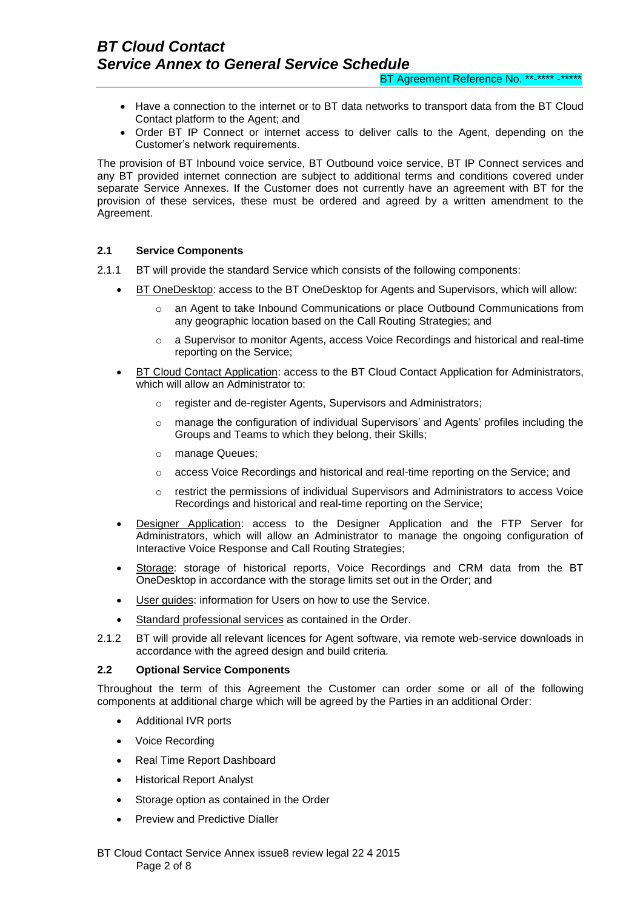- Have a connection to the internet or to BT data networks to transport data from the BT Cloud Contact platform to the Agent; and
- Order BT IP Connect or internet access to deliver calls to the Agent, depending on the Customer's network requirements.

The provision of BT Inbound voice service, BT Outbound voice service, BT IP Connect services and any BT provided internet connection are subject to additional terms and conditions covered under separate Service Annexes. If the Customer does not currently have an agreement with BT for the provision of these services, these must be ordered and agreed by a written amendment to the Agreement.

### 2.1 Service Components

2.1.1 BT will provide the standard Service which consists of the following components:

- BT OneDesktop: access to the BT OneDesktop for Agents and Supervisors, which will allow:
  - an Agent to take Inbound Communications or place Outbound Communications from any geographic location based on the Call Routing Strategies; and
  - a Supervisor to monitor Agents, access Voice Recordings and historical and real-time reporting on the Service;
- BT Cloud Contact Application: access to the BT Cloud Contact Application for Administrators, which will allow an Administrator to:
  - register and de-register Agents, Supervisors and Administrators;
  - manage the configuration of individual Supervisors' and Agents' profiles including the Groups and Teams to which they belong, their Skills;
  - manage Queues;
  - access Voice Recordings and historical and real-time reporting on the Service; and
  - restrict the permissions of individual Supervisors and Administrators to access Voice Recordings and historical and real-time reporting on the Service;
- Designer Application: access to the Designer Application and the FTP Server for Administrators, which will allow an Administrator to manage the ongoing configuration of Interactive Voice Response and Call Routing Strategies;
- Storage: storage of historical reports, Voice Recordings and CRM data from the BT OneDesktop in accordance with the storage limits set out in the Order; and
- User guides: information for Users on how to use the Service.
- Standard professional services as contained in the Order.

2.1.2 BT will provide all relevant licences for Agent software, via remote web-service downloads in accordance with the agreed design and build criteria.

### 2.2 Optional Service Components

Throughout the term of this Agreement the Customer can order some or all of the following components at additional charge which will be agreed by the Parties in an additional Order:

- Additional IVR ports
- Voice Recording
- Real Time Report Dashboard
- Historical Report Analyst
- Storage option as contained in the Order
- Preview and Predictive Dialler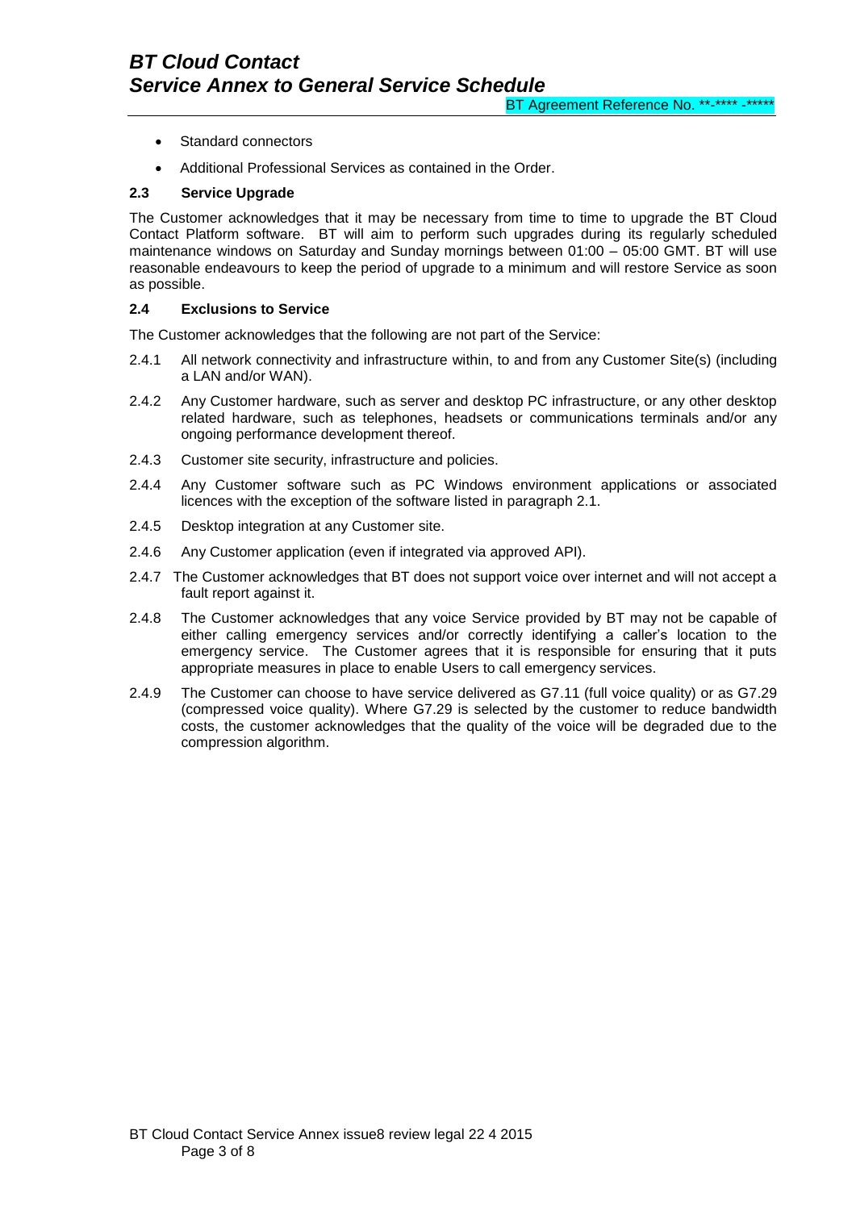- Standard connectors
- Additional Professional Services as contained in the Order.

### 2.3 Service Upgrade

The Customer acknowledges that it may be necessary from time to time to upgrade the BT Cloud Contact Platform software. BT will aim to perform such upgrades during its regularly scheduled maintenance windows on Saturday and Sunday mornings between 01:00 – 05:00 GMT. BT will use reasonable endeavours to keep the period of upgrade to a minimum and will restore Service as soon as possible.

### 2.4 Exclusions to Service

The Customer acknowledges that the following are not part of the Service:

2.4.1 All network connectivity and infrastructure within, to and from any Customer Site(s) (including a LAN and/or WAN).

2.4.2 Any Customer hardware, such as server and desktop PC infrastructure, or any other desktop related hardware, such as telephones, headsets or communications terminals and/or any ongoing performance development thereof.

2.4.3 Customer site security, infrastructure and policies.

2.4.4 Any Customer software such as PC Windows environment applications or associated licences with the exception of the software listed in paragraph 2.1.

2.4.5 Desktop integration at any Customer site.

2.4.6 Any Customer application (even if integrated via approved API).

2.4.7 The Customer acknowledges that BT does not support voice over internet and will not accept a fault report against it.

2.4.8 The Customer acknowledges that any voice Service provided by BT may not be capable of either calling emergency services and/or correctly identifying a caller's location to the emergency service. The Customer agrees that it is responsible for ensuring that it puts appropriate measures in place to enable Users to call emergency services.

2.4.9 The Customer can choose to have service delivered as G7.11 (full voice quality) or as G7.29 (compressed voice quality). Where G7.29 is selected by the customer to reduce bandwidth costs, the customer acknowledges that the quality of the voice will be degraded due to the compression algorithm.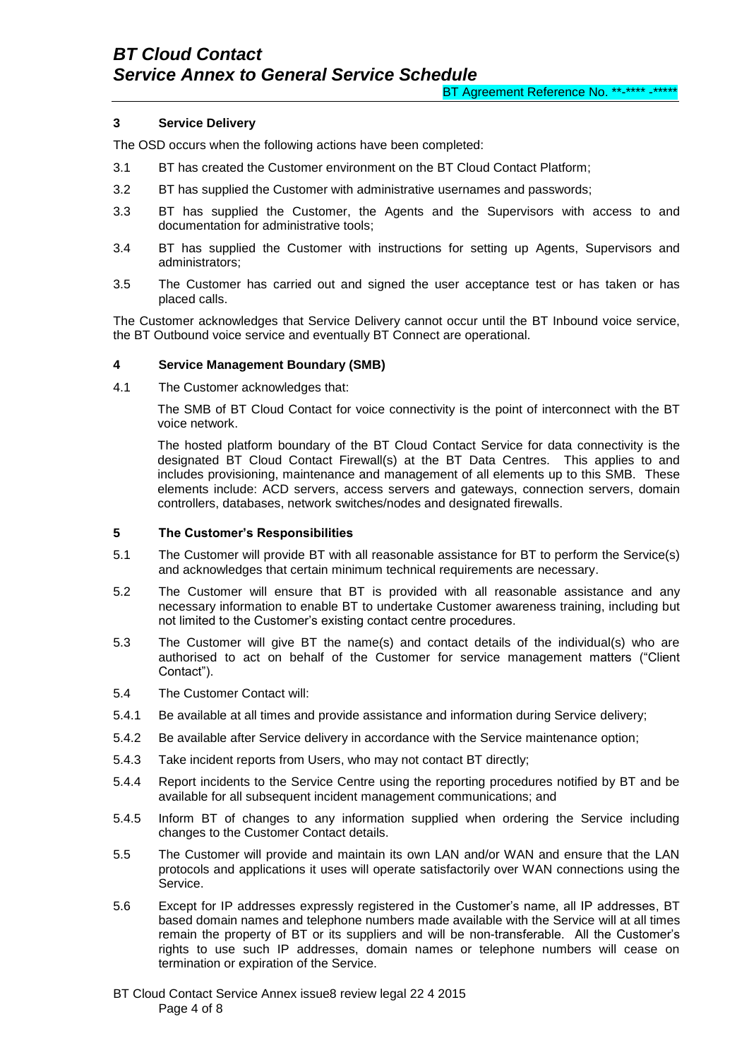## 3 Service Delivery

The OSD occurs when the following actions have been completed:

3.1 BT has created the Customer environment on the BT Cloud Contact Platform;

3.2 BT has supplied the Customer with administrative usernames and passwords;

3.3 BT has supplied the Customer, the Agents and the Supervisors with access to and documentation for administrative tools;

3.4 BT has supplied the Customer with instructions for setting up Agents, Supervisors and administrators;

3.5 The Customer has carried out and signed the user acceptance test or has taken or has placed calls.

The Customer acknowledges that Service Delivery cannot occur until the BT Inbound voice service, the BT Outbound voice service and eventually BT Connect are operational.

## 4 Service Management Boundary (SMB)

4.1 The Customer acknowledges that:

The SMB of BT Cloud Contact for voice connectivity is the point of interconnect with the BT voice network.

The hosted platform boundary of the BT Cloud Contact Service for data connectivity is the designated BT Cloud Contact Firewall(s) at the BT Data Centres. This applies to and includes provisioning, maintenance and management of all elements up to this SMB. These elements include: ACD servers, access servers and gateways, connection servers, domain controllers, databases, network switches/nodes and designated firewalls.

## 5 The Customer's Responsibilities

5.1 The Customer will provide BT with all reasonable assistance for BT to perform the Service(s) and acknowledges that certain minimum technical requirements are necessary.

5.2 The Customer will ensure that BT is provided with all reasonable assistance and any necessary information to enable BT to undertake Customer awareness training, including but not limited to the Customer's existing contact centre procedures.

5.3 The Customer will give BT the name(s) and contact details of the individual(s) who are authorised to act on behalf of the Customer for service management matters ("Client Contact").

5.4 The Customer Contact will:

5.4.1 Be available at all times and provide assistance and information during Service delivery;

5.4.2 Be available after Service delivery in accordance with the Service maintenance option;

5.4.3 Take incident reports from Users, who may not contact BT directly;

5.4.4 Report incidents to the Service Centre using the reporting procedures notified by BT and be available for all subsequent incident management communications; and

5.4.5 Inform BT of changes to any information supplied when ordering the Service including changes to the Customer Contact details.

5.5 The Customer will provide and maintain its own LAN and/or WAN and ensure that the LAN protocols and applications it uses will operate satisfactorily over WAN connections using the Service.

5.6 Except for IP addresses expressly registered in the Customer's name, all IP addresses, BT based domain names and telephone numbers made available with the Service will at all times remain the property of BT or its suppliers and will be non-transferable. All the Customer's rights to use such IP addresses, domain names or telephone numbers will cease on termination or expiration of the Service.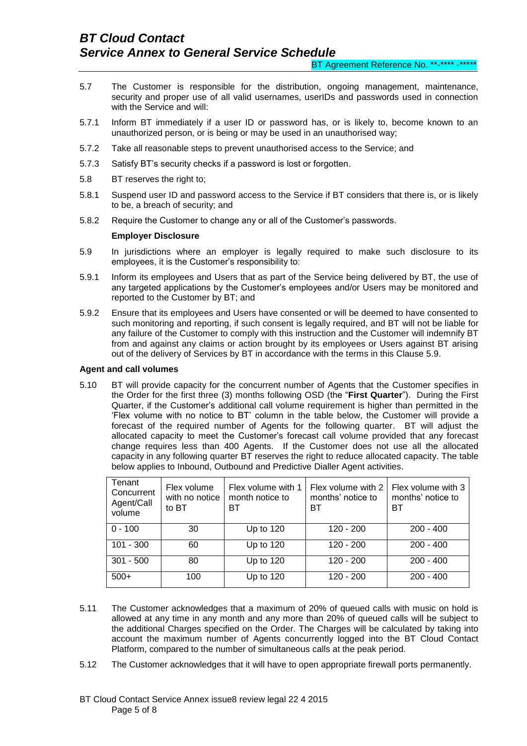5.7 The Customer is responsible for the distribution, ongoing management, maintenance, security and proper use of all valid usernames, userIDs and passwords used in connection with the Service and will:

5.7.1 Inform BT immediately if a user ID or password has, or is likely to, become known to an unauthorized person, or is being or may be used in an unauthorised way;

5.7.2 Take all reasonable steps to prevent unauthorised access to the Service; and

5.7.3 Satisfy BT's security checks if a password is lost or forgotten.

5.8 BT reserves the right to;

5.8.1 Suspend user ID and password access to the Service if BT considers that there is, or is likely to be, a breach of security; and

5.8.2 Require the Customer to change any or all of the Customer's passwords.

**Employer Disclosure**

5.9 In jurisdictions where an employer is legally required to make such disclosure to its employees, it is the Customer's responsibility to:

5.9.1 Inform its employees and Users that as part of the Service being delivered by BT, the use of any targeted applications by the Customer's employees and/or Users may be monitored and reported to the Customer by BT; and

5.9.2 Ensure that its employees and Users have consented or will be deemed to have consented to such monitoring and reporting, if such consent is legally required, and BT will not be liable for any failure of the Customer to comply with this instruction and the Customer will indemnify BT from and against any claims or action brought by its employees or Users against BT arising out of the delivery of Services by BT in accordance with the terms in this Clause 5.9.

**Agent and call volumes**

5.10 BT will provide capacity for the concurrent number of Agents that the Customer specifies in the Order for the first three (3) months following OSD (the "**First Quarter**"). During the First Quarter, if the Customer's additional call volume requirement is higher than permitted in the 'Flex volume with no notice to BT' column in the table below, the Customer will provide a forecast of the required number of Agents for the following quarter. BT will adjust the allocated capacity to meet the Customer's forecast call volume provided that any forecast change requires less than 400 Agents. If the Customer does not use all the allocated capacity in any following quarter BT reserves the right to reduce allocated capacity. The table below applies to Inbound, Outbound and Predictive Dialler Agent activities.

| Tenant Concurrent Agent/Call volume | Flex volume with no notice to BT | Flex volume with 1 month notice to BT | Flex volume with 2 months' notice to BT | Flex volume with 3 months' notice to BT |
|---|---|---|---|---|
| 0 - 100 | 30 | Up to 120 | 120 - 200 | 200 - 400 |
| 101 - 300 | 60 | Up to 120 | 120 - 200 | 200 - 400 |
| 301 - 500 | 80 | Up to 120 | 120 - 200 | 200 - 400 |
| 500+ | 100 | Up to 120 | 120 - 200 | 200 - 400 |

5.11 The Customer acknowledges that a maximum of 20% of queued calls with music on hold is allowed at any time in any month and any more than 20% of queued calls will be subject to the additional Charges specified on the Order. The Charges will be calculated by taking into account the maximum number of Agents concurrently logged into the BT Cloud Contact Platform, compared to the number of simultaneous calls at the peak period.

5.12 The Customer acknowledges that it will have to open appropriate firewall ports permanently.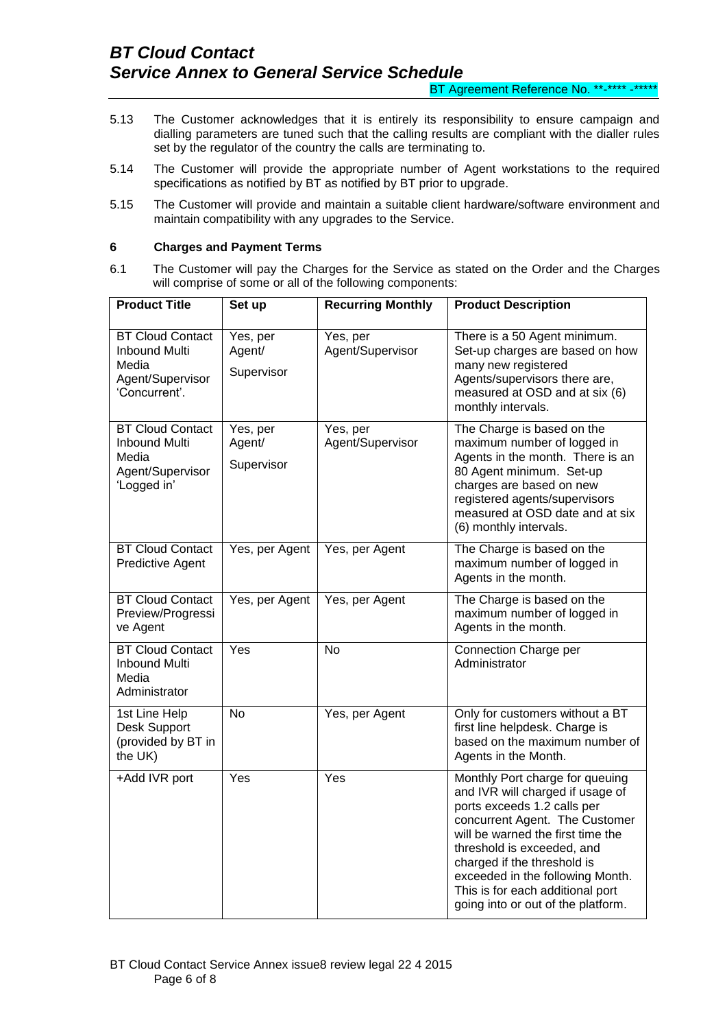5.13 The Customer acknowledges that it is entirely its responsibility to ensure campaign and dialling parameters are tuned such that the calling results are compliant with the dialler rules set by the regulator of the country the calls are terminating to.

5.14 The Customer will provide the appropriate number of Agent workstations to the required specifications as notified by BT as notified by BT prior to upgrade.

5.15 The Customer will provide and maintain a suitable client hardware/software environment and maintain compatibility with any upgrades to the Service.

## 6 Charges and Payment Terms

6.1 The Customer will pay the Charges for the Service as stated on the Order and the Charges will comprise of some or all of the following components:

| Product Title | Set up | Recurring Monthly | Product Description |
|---|---|---|---|
| BT Cloud Contact Inbound Multi Media Agent/Supervisor 'Concurrent'. | Yes, per Agent/ Supervisor | Yes, per Agent/Supervisor | There is a 50 Agent minimum. Set-up charges are based on how many new registered Agents/supervisors there are, measured at OSD and at six (6) monthly intervals. |
| BT Cloud Contact Inbound Multi Media Agent/Supervisor 'Logged in' | Yes, per Agent/ Supervisor | Yes, per Agent/Supervisor | The Charge is based on the maximum number of logged in Agents in the month. There is an 80 Agent minimum. Set-up charges are based on new registered agents/supervisors measured at OSD date and at six (6) monthly intervals. |
| BT Cloud Contact Predictive Agent | Yes, per Agent | Yes, per Agent | The Charge is based on the maximum number of logged in Agents in the month. |
| BT Cloud Contact Preview/Progressive Agent | Yes, per Agent | Yes, per Agent | The Charge is based on the maximum number of logged in Agents in the month. |
| BT Cloud Contact Inbound Multi Media Administrator | Yes | No | Connection Charge per Administrator |
| 1st Line Help Desk Support (provided by BT in the UK) | No | Yes, per Agent | Only for customers without a BT first line helpdesk. Charge is based on the maximum number of Agents in the Month. |
| +Add IVR port | Yes | Yes | Monthly Port charge for queuing and IVR will charged if usage of ports exceeds 1.2 calls per concurrent Agent. The Customer will be warned the first time the threshold is exceeded, and charged if the threshold is exceeded in the following Month. This is for each additional port going into or out of the platform. |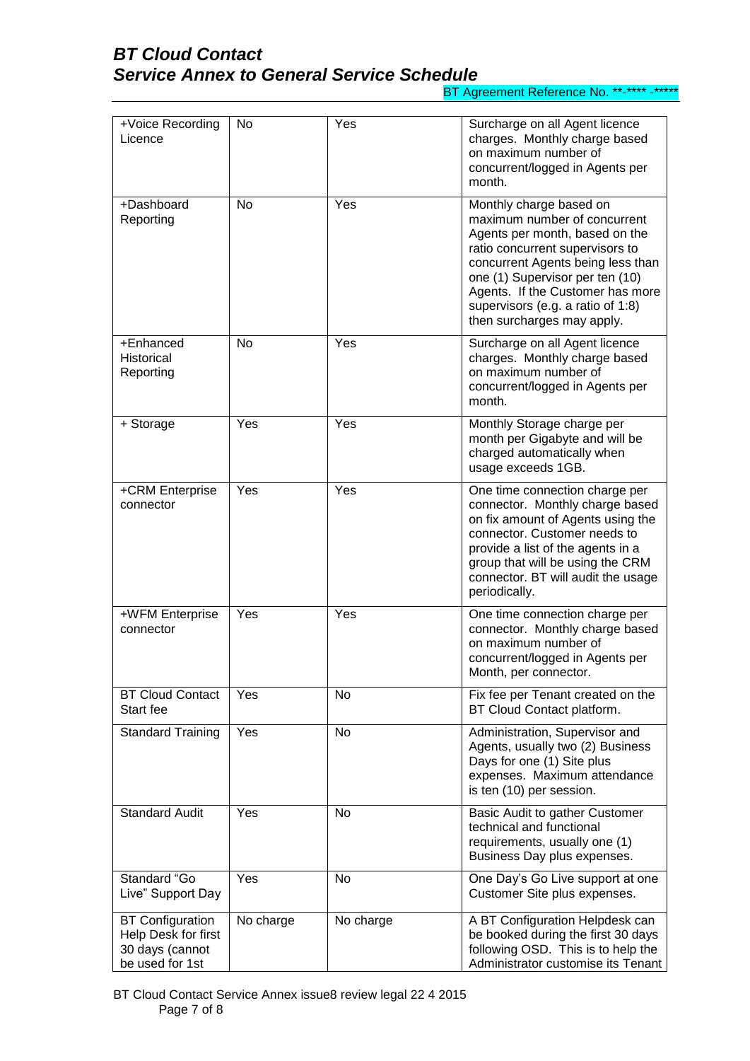| +Voice Recording Licence | No | Yes | Surcharge on all Agent licence charges. Monthly charge based on maximum number of concurrent/logged in Agents per month. |
|---|---|---|---|
| +Dashboard Reporting | No | Yes | Monthly charge based on maximum number of concurrent Agents per month, based on the ratio concurrent supervisors to concurrent Agents being less than one (1) Supervisor per ten (10) Agents. If the Customer has more supervisors (e.g. a ratio of 1:8) then surcharges may apply. |
| +Enhanced Historical Reporting | No | Yes | Surcharge on all Agent licence charges. Monthly charge based on maximum number of concurrent/logged in Agents per month. |
| + Storage | Yes | Yes | Monthly Storage charge per month per Gigabyte and will be charged automatically when usage exceeds 1GB. |
| +CRM Enterprise connector | Yes | Yes | One time connection charge per connector. Monthly charge based on fix amount of Agents using the connector. Customer needs to provide a list of the agents in a group that will be using the CRM connector. BT will audit the usage periodically. |
| +WFM Enterprise connector | Yes | Yes | One time connection charge per connector. Monthly charge based on maximum number of concurrent/logged in Agents per Month, per connector. |
| BT Cloud Contact Start fee | Yes | No | Fix fee per Tenant created on the BT Cloud Contact platform. |
| Standard Training | Yes | No | Administration, Supervisor and Agents, usually two (2) Business Days for one (1) Site plus expenses. Maximum attendance is ten (10) per session. |
| Standard Audit | Yes | No | Basic Audit to gather Customer technical and functional requirements, usually one (1) Business Day plus expenses. |
| Standard "Go Live" Support Day | Yes | No | One Day's Go Live support at one Customer Site plus expenses. |
| BT Configuration Help Desk for first 30 days (cannot be used for 1st | No charge | No charge | A BT Configuration Helpdesk can be booked during the first 30 days following OSD. This is to help the Administrator customise its Tenant |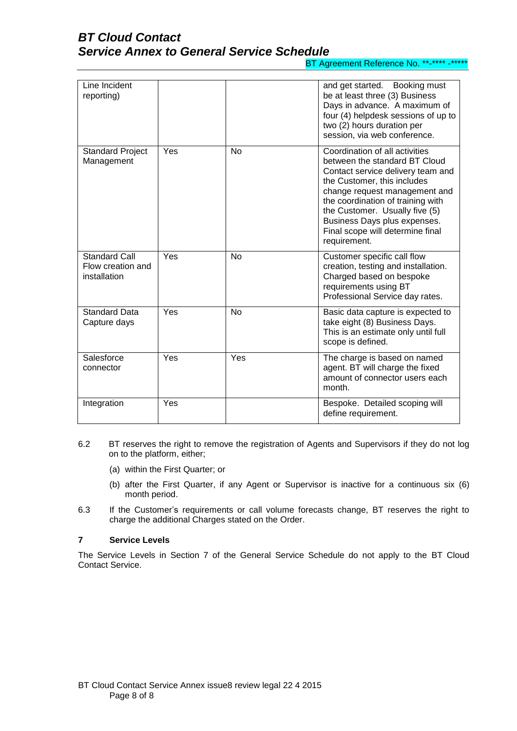| | | | |
|---|---|---|---|
| Line Incident reporting) | | | and get started. Booking must be at least three (3) Business Days in advance. A maximum of four (4) helpdesk sessions of up to two (2) hours duration per session, via web conference. |
| Standard Project Management | Yes | No | Coordination of all activities between the standard BT Cloud Contact service delivery team and the Customer, this includes change request management and the coordination of training with the Customer. Usually five (5) Business Days plus expenses. Final scope will determine final requirement. |
| Standard Call Flow creation and installation | Yes | No | Customer specific call flow creation, testing and installation. Charged based on bespoke requirements using BT Professional Service day rates. |
| Standard Data Capture days | Yes | No | Basic data capture is expected to take eight (8) Business Days. This is an estimate only until full scope is defined. |
| Salesforce connector | Yes | Yes | The charge is based on named agent. BT will charge the fixed amount of connector users each month. |
| Integration | Yes | | Bespoke. Detailed scoping will define requirement. |

6.2 BT reserves the right to remove the registration of Agents and Supervisors if they do not log on to the platform, either;

(a) within the First Quarter; or

(b) after the First Quarter, if any Agent or Supervisor is inactive for a continuous six (6) month period.

6.3 If the Customer's requirements or call volume forecasts change, BT reserves the right to charge the additional Charges stated on the Order.

## 7 Service Levels

The Service Levels in Section 7 of the General Service Schedule do not apply to the BT Cloud Contact Service.